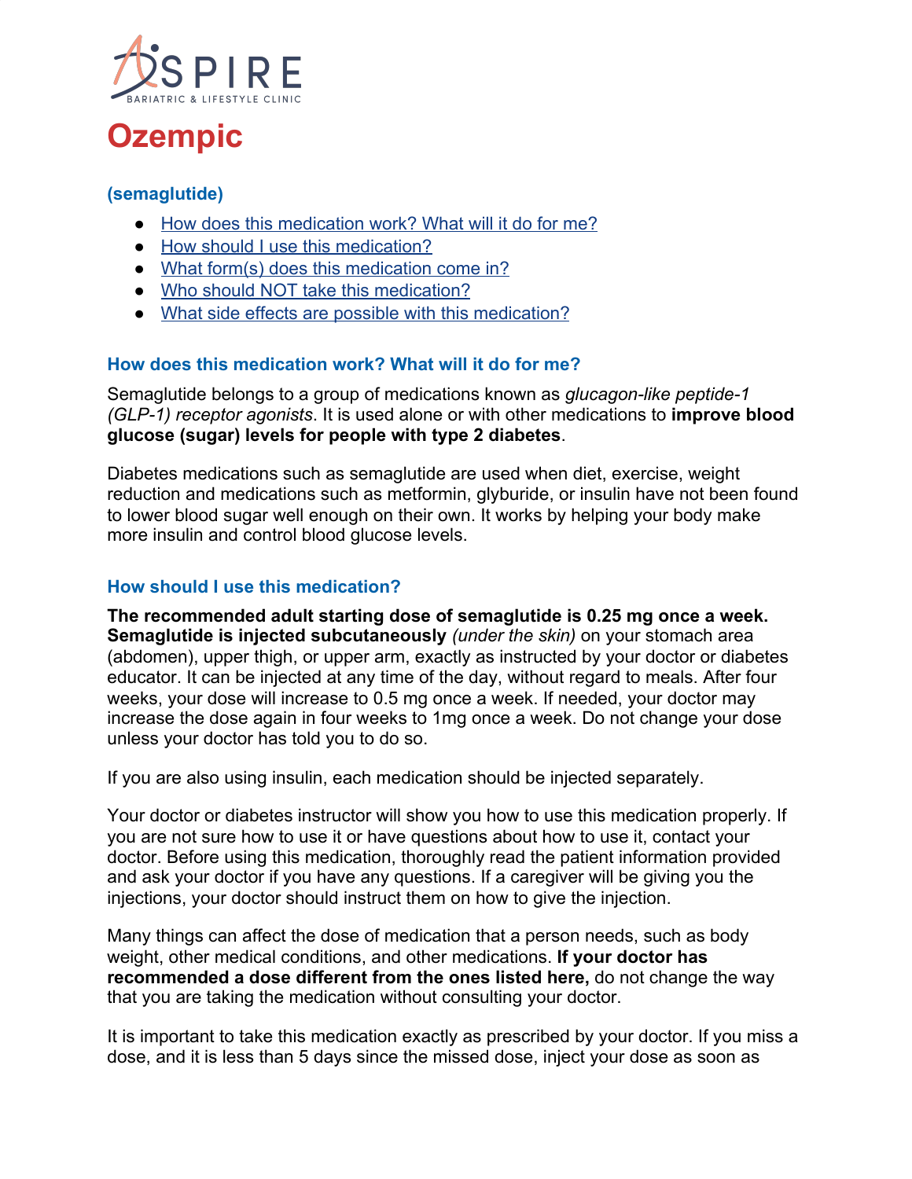# Ozempic

### (semaglutide)

- [How does this medication work? What will it do for me?](#how-does-this-medication-work-what-will-it-do-for-me)
- [How should I use this medication?](#how-should-i-use-this-medication)
- [What form(s) does this medication come in?](#)
- [Who should NOT take this medication?](#)
- [What side effects are possible with this medication?](#)

### How does this medication work? What will it do for me?

Semaglutide belongs to a group of medications known as *glucagon-like peptide-1 (GLP-1) receptor agonists*. It is used alone or with other medications to **improve blood glucose (sugar) levels for people with type 2 diabetes**.

Diabetes medications such as semaglutide are used when diet, exercise, weight reduction and medications such as metformin, glyburide, or insulin have not been found to lower blood sugar well enough on their own. It works by helping your body make more insulin and control blood glucose levels.

### How should I use this medication?

**The recommended adult starting dose of semaglutide is 0.25 mg once a week. Semaglutide is injected subcutaneously** *(under the skin)* on your stomach area (abdomen), upper thigh, or upper arm, exactly as instructed by your doctor or diabetes educator. It can be injected at any time of the day, without regard to meals. After four weeks, your dose will increase to 0.5 mg once a week. If needed, your doctor may increase the dose again in four weeks to 1mg once a week. Do not change your dose unless your doctor has told you to do so.

If you are also using insulin, each medication should be injected separately.

Your doctor or diabetes instructor will show you how to use this medication properly. If you are not sure how to use it or have questions about how to use it, contact your doctor. Before using this medication, thoroughly read the patient information provided and ask your doctor if you have any questions. If a caregiver will be giving you the injections, your doctor should instruct them on how to give the injection.

Many things can affect the dose of medication that a person needs, such as body weight, other medical conditions, and other medications. **If your doctor has recommended a dose different from the ones listed here,** do not change the way that you are taking the medication without consulting your doctor.

It is important to take this medication exactly as prescribed by your doctor. If you miss a dose, and it is less than 5 days since the missed dose, inject your dose as soon as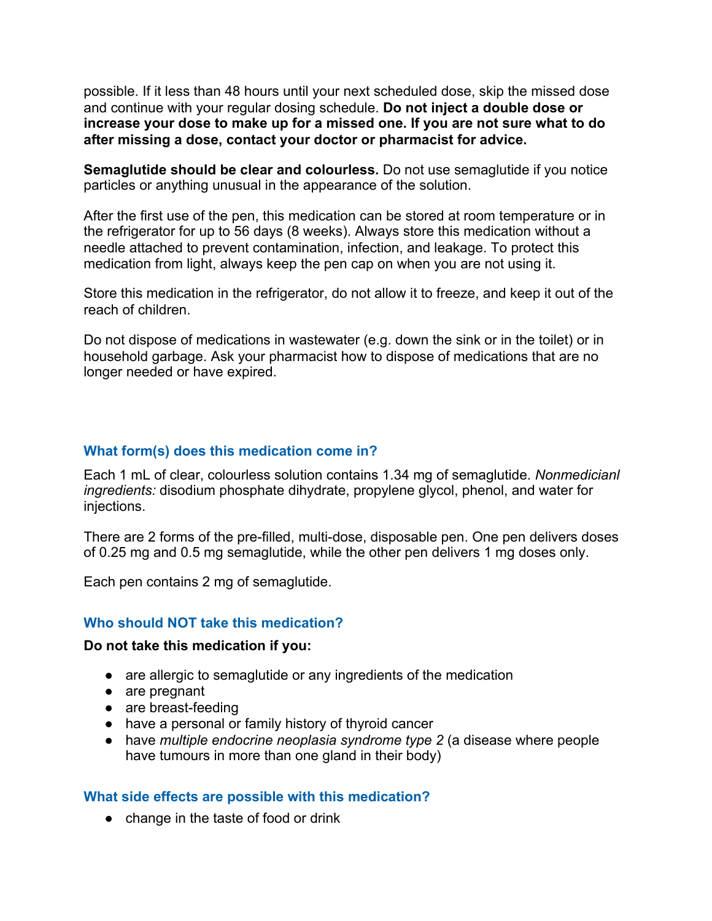possible. If it less than 48 hours until your next scheduled dose, skip the missed dose and continue with your regular dosing schedule. **Do not inject a double dose or increase your dose to make up for a missed one. If you are not sure what to do after missing a dose, contact your doctor or pharmacist for advice.**

**Semaglutide should be clear and colourless.** Do not use semaglutide if you notice particles or anything unusual in the appearance of the solution.

After the first use of the pen, this medication can be stored at room temperature or in the refrigerator for up to 56 days (8 weeks). Always store this medication without a needle attached to prevent contamination, infection, and leakage. To protect this medication from light, always keep the pen cap on when you are not using it.

Store this medication in the refrigerator, do not allow it to freeze, and keep it out of the reach of children.

Do not dispose of medications in wastewater (e.g. down the sink or in the toilet) or in household garbage. Ask your pharmacist how to dispose of medications that are no longer needed or have expired.

### What form(s) does this medication come in?

Each 1 mL of clear, colourless solution contains 1.34 mg of semaglutide. *Nonmedicianl ingredients:* disodium phosphate dihydrate, propylene glycol, phenol, and water for injections.

There are 2 forms of the pre-filled, multi-dose, disposable pen. One pen delivers doses of 0.25 mg and 0.5 mg semaglutide, while the other pen delivers 1 mg doses only.

Each pen contains 2 mg of semaglutide.

### Who should NOT take this medication?

**Do not take this medication if you:**

- are allergic to semaglutide or any ingredients of the medication
- are pregnant
- are breast-feeding
- have a personal or family history of thyroid cancer
- have *multiple endocrine neoplasia syndrome type 2* (a disease where people have tumours in more than one gland in their body)

### What side effects are possible with this medication?

- change in the taste of food or drink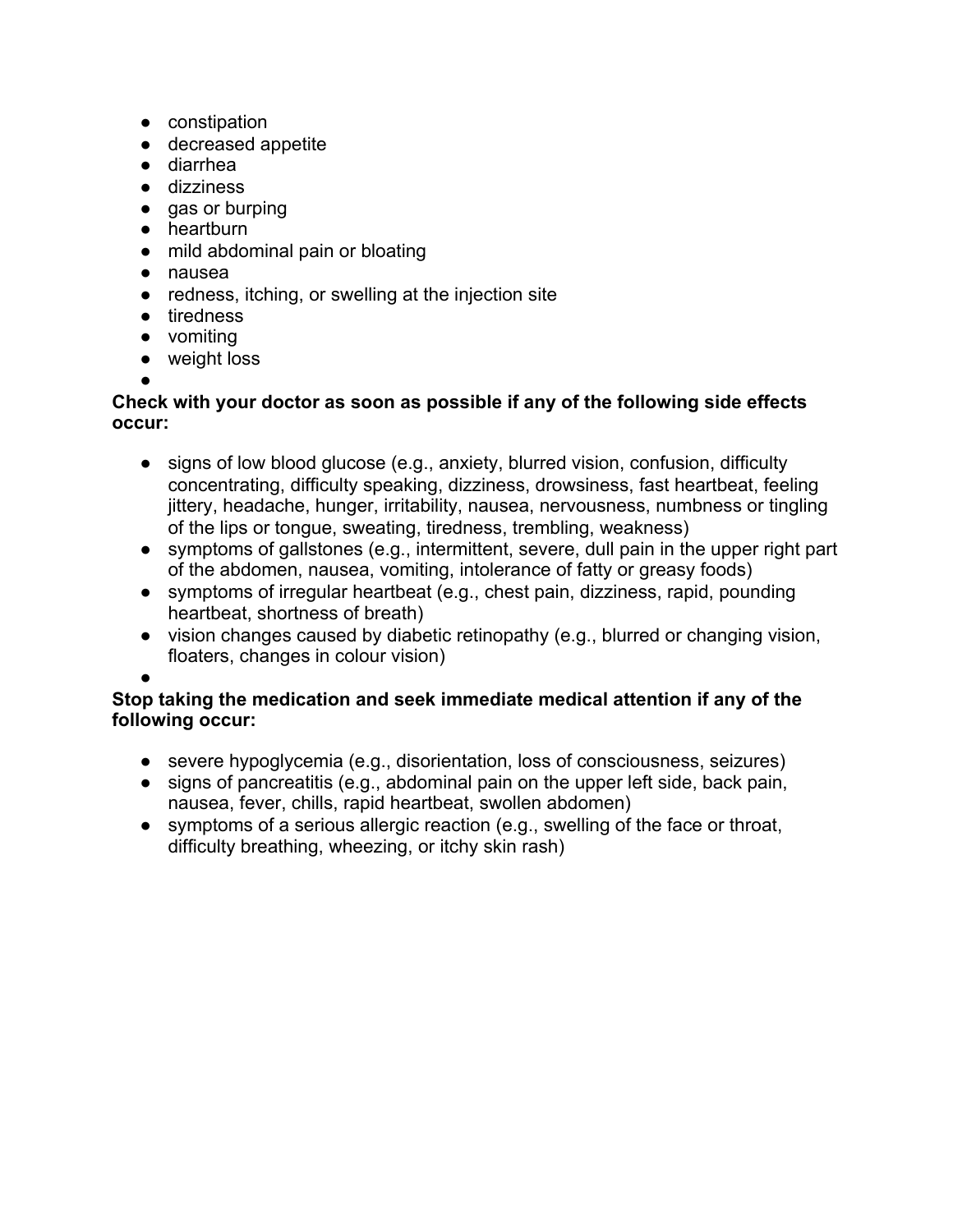- constipation
- decreased appetite
- diarrhea
- dizziness
- gas or burping
- heartburn
- mild abdominal pain or bloating
- nausea
- redness, itching, or swelling at the injection site
- tiredness
- vomiting
- weight loss

**Check with your doctor as soon as possible if any of the following side effects occur:**

- signs of low blood glucose (e.g., anxiety, blurred vision, confusion, difficulty concentrating, difficulty speaking, dizziness, drowsiness, fast heartbeat, feeling jittery, headache, hunger, irritability, nausea, nervousness, numbness or tingling of the lips or tongue, sweating, tiredness, trembling, weakness)
- symptoms of gallstones (e.g., intermittent, severe, dull pain in the upper right part of the abdomen, nausea, vomiting, intolerance of fatty or greasy foods)
- symptoms of irregular heartbeat (e.g., chest pain, dizziness, rapid, pounding heartbeat, shortness of breath)
- vision changes caused by diabetic retinopathy (e.g., blurred or changing vision, floaters, changes in colour vision)

**Stop taking the medication and seek immediate medical attention if any of the following occur:**

- severe hypoglycemia (e.g., disorientation, loss of consciousness, seizures)
- signs of pancreatitis (e.g., abdominal pain on the upper left side, back pain, nausea, fever, chills, rapid heartbeat, swollen abdomen)
- symptoms of a serious allergic reaction (e.g., swelling of the face or throat, difficulty breathing, wheezing, or itchy skin rash)